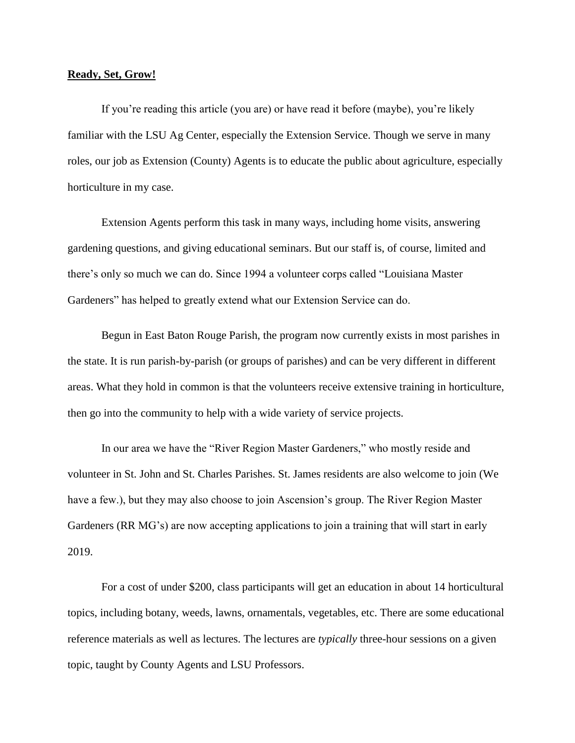**<u>Ready, Set, Grow!</u>**

If you're reading this article (you are) or have read it before (maybe), you're likely familiar with the LSU Ag Center, especially the Extension Service. Though we serve in many roles, our job as Extension (County) Agents is to educate the public about agriculture, especially horticulture in my case.

Extension Agents perform this task in many ways, including home visits, answering gardening questions, and giving educational seminars. But our staff is, of course, limited and there's only so much we can do. Since 1994 a volunteer corps called "Louisiana Master Gardeners" has helped to greatly extend what our Extension Service can do.

Begun in East Baton Rouge Parish, the program now currently exists in most parishes in the state. It is run parish-by-parish (or groups of parishes) and can be very different in different areas. What they hold in common is that the volunteers receive extensive training in horticulture, then go into the community to help with a wide variety of service projects.

In our area we have the "River Region Master Gardeners," who mostly reside and volunteer in St. John and St. Charles Parishes. St. James residents are also welcome to join (We have a few.), but they may also choose to join Ascension's group. The River Region Master Gardeners (RR MG's) are now accepting applications to join a training that will start in early 2019.

For a cost of under $200, class participants will get an education in about 14 horticultural topics, including botany, weeds, lawns, ornamentals, vegetables, etc. There are some educational reference materials as well as lectures. The lectures are *typically* three-hour sessions on a given topic, taught by County Agents and LSU Professors.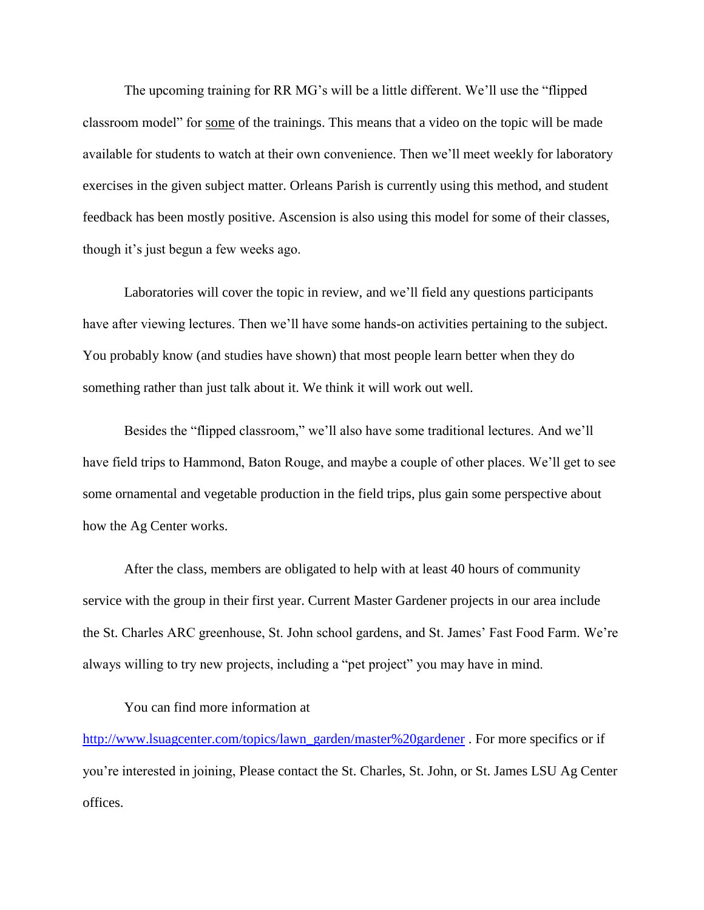The upcoming training for RR MG's will be a little different. We'll use the "flipped classroom model" for <u>some</u> of the trainings. This means that a video on the topic will be made available for students to watch at their own convenience. Then we'll meet weekly for laboratory exercises in the given subject matter. Orleans Parish is currently using this method, and student feedback has been mostly positive. Ascension is also using this model for some of their classes, though it's just begun a few weeks ago.

Laboratories will cover the topic in review, and we'll field any questions participants have after viewing lectures. Then we'll have some hands-on activities pertaining to the subject. You probably know (and studies have shown) that most people learn better when they do something rather than just talk about it. We think it will work out well.

Besides the "flipped classroom," we'll also have some traditional lectures. And we'll have field trips to Hammond, Baton Rouge, and maybe a couple of other places. We'll get to see some ornamental and vegetable production in the field trips, plus gain some perspective about how the Ag Center works.

After the class, members are obligated to help with at least 40 hours of community service with the group in their first year. Current Master Gardener projects in our area include the St. Charles ARC greenhouse, St. John school gardens, and St. James' Fast Food Farm. We're always willing to try new projects, including a "pet project" you may have in mind.

You can find more information at [http://www.lsuagcenter.com/topics/lawn_garden/master%20gardener](http://www.lsuagcenter.com/topics/lawn_garden/master%20gardener) . For more specifics or if you're interested in joining, Please contact the St. Charles, St. John, or St. James LSU Ag Center offices.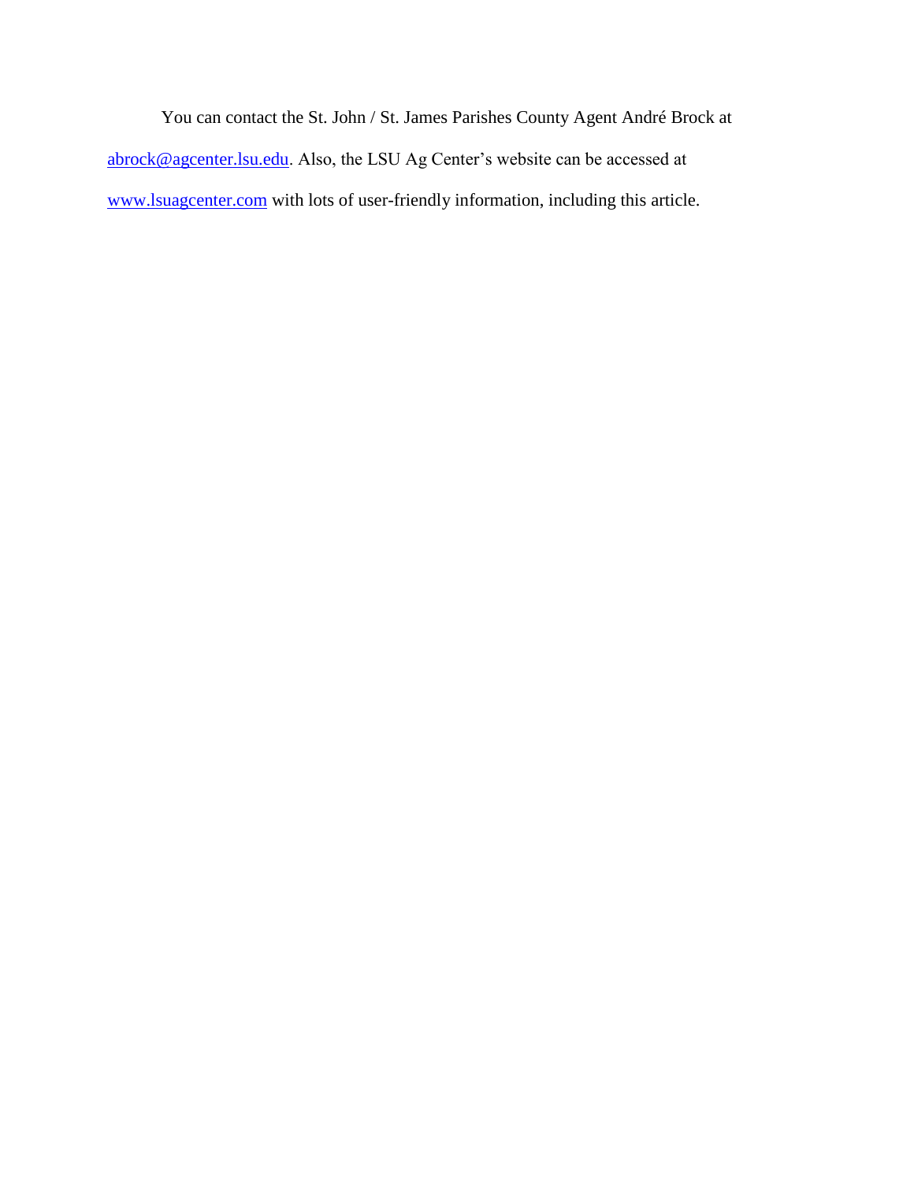You can contact the St. John / St. James Parishes County Agent André Brock at abrock@agcenter.lsu.edu. Also, the LSU Ag Center's website can be accessed at www.lsuagcenter.com with lots of user-friendly information, including this article.